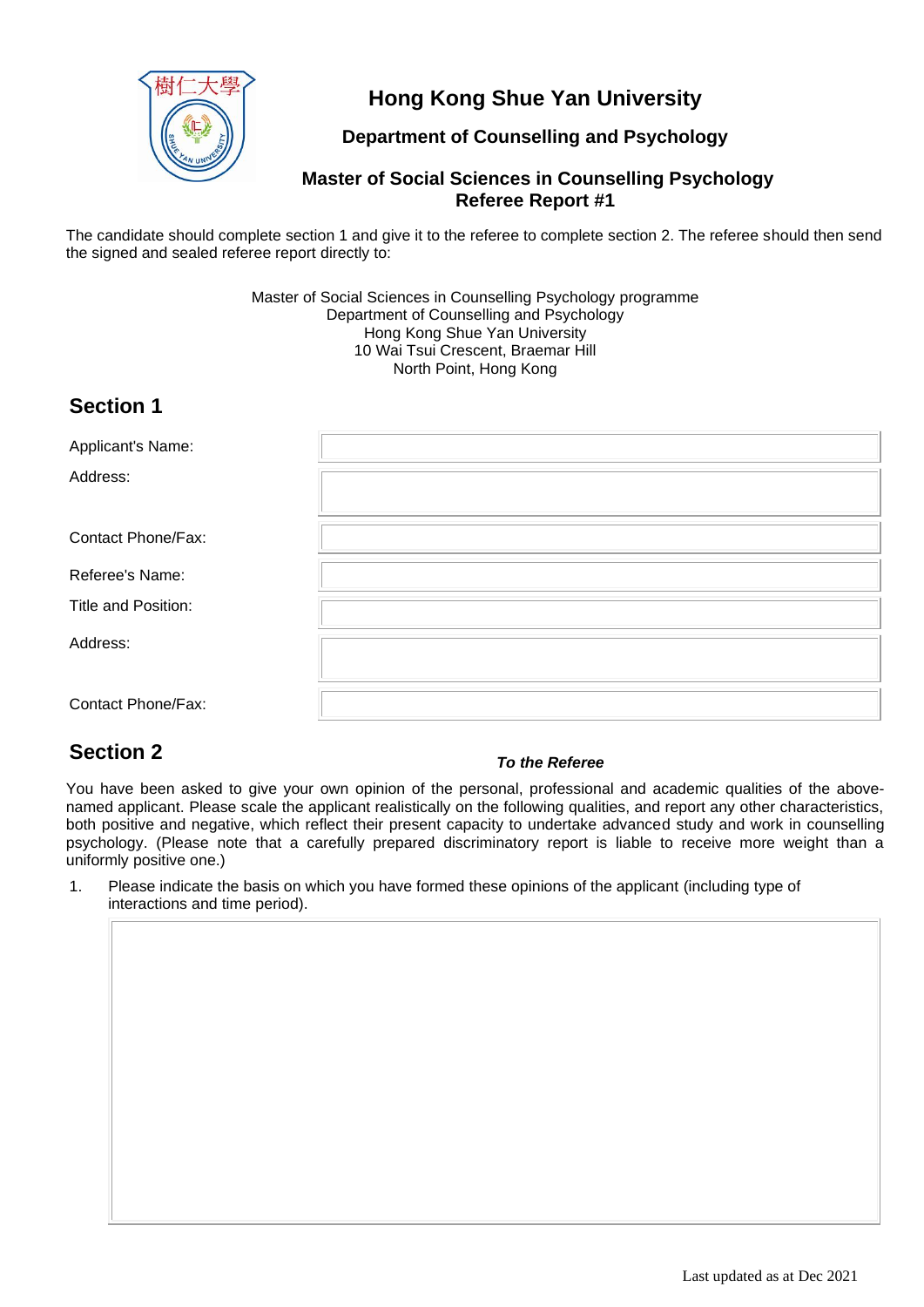# Hong Kong Shue Yan University

## Department of Counselling and Psychology

## Master of Social Sciences in Counselling Psychology
## Referee Report #1

The candidate should complete section 1 and give it to the referee to complete section 2. The referee should then send the signed and sealed referee report directly to:

Master of Social Sciences in Counselling Psychology programme
Department of Counselling and Psychology
Hong Kong Shue Yan University
10 Wai Tsui Crescent, Braemar Hill
North Point, Hong Kong

## Section 1

| | |
|---|---|
| Applicant's Name: | |
| Address: | |
| Contact Phone/Fax: | |
| Referee's Name: | |
| Title and Position: | |
| Address: | |
| Contact Phone/Fax: | |

## Section 2

***To the Referee***

You have been asked to give your own opinion of the personal, professional and academic qualities of the above-named applicant. Please scale the applicant realistically on the following qualities, and report any other characteristics, both positive and negative, which reflect their present capacity to undertake advanced study and work in counselling psychology. (Please note that a carefully prepared discriminatory report is liable to receive more weight than a uniformly positive one.)

1. Please indicate the basis on which you have formed these opinions of the applicant (including type of interactions and time period).

Last updated as at Dec 2021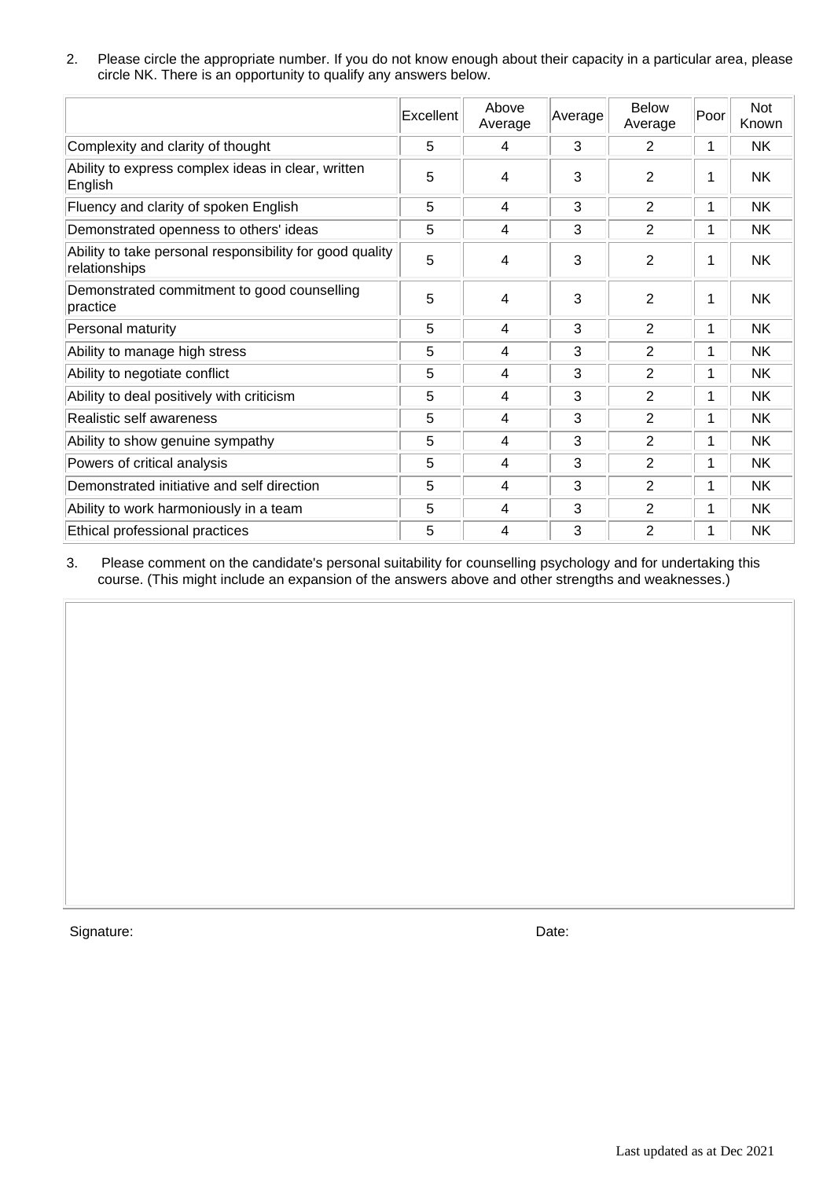2. Please circle the appropriate number. If you do not know enough about their capacity in a particular area, please circle NK. There is an opportunity to qualify any answers below.

| | Excellent | Above Average | Average | Below Average | Poor | Not Known |
|---|---|---|---|---|---|---|
| Complexity and clarity of thought | 5 | 4 | 3 | 2 | 1 | NK |
| Ability to express complex ideas in clear, written English | 5 | 4 | 3 | 2 | 1 | NK |
| Fluency and clarity of spoken English | 5 | 4 | 3 | 2 | 1 | NK |
| Demonstrated openness to others' ideas | 5 | 4 | 3 | 2 | 1 | NK |
| Ability to take personal responsibility for good quality relationships | 5 | 4 | 3 | 2 | 1 | NK |
| Demonstrated commitment to good counselling practice | 5 | 4 | 3 | 2 | 1 | NK |
| Personal maturity | 5 | 4 | 3 | 2 | 1 | NK |
| Ability to manage high stress | 5 | 4 | 3 | 2 | 1 | NK |
| Ability to negotiate conflict | 5 | 4 | 3 | 2 | 1 | NK |
| Ability to deal positively with criticism | 5 | 4 | 3 | 2 | 1 | NK |
| Realistic self awareness | 5 | 4 | 3 | 2 | 1 | NK |
| Ability to show genuine sympathy | 5 | 4 | 3 | 2 | 1 | NK |
| Powers of critical analysis | 5 | 4 | 3 | 2 | 1 | NK |
| Demonstrated initiative and self direction | 5 | 4 | 3 | 2 | 1 | NK |
| Ability to work harmoniously in a team | 5 | 4 | 3 | 2 | 1 | NK |
| Ethical professional practices | 5 | 4 | 3 | 2 | 1 | NK |

3. Please comment on the candidate's personal suitability for counselling psychology and for undertaking this course. (This might include an expansion of the answers above and other strengths and weaknesses.)

| |
|---|
| |

Signature: Date:

Last updated as at Dec 2021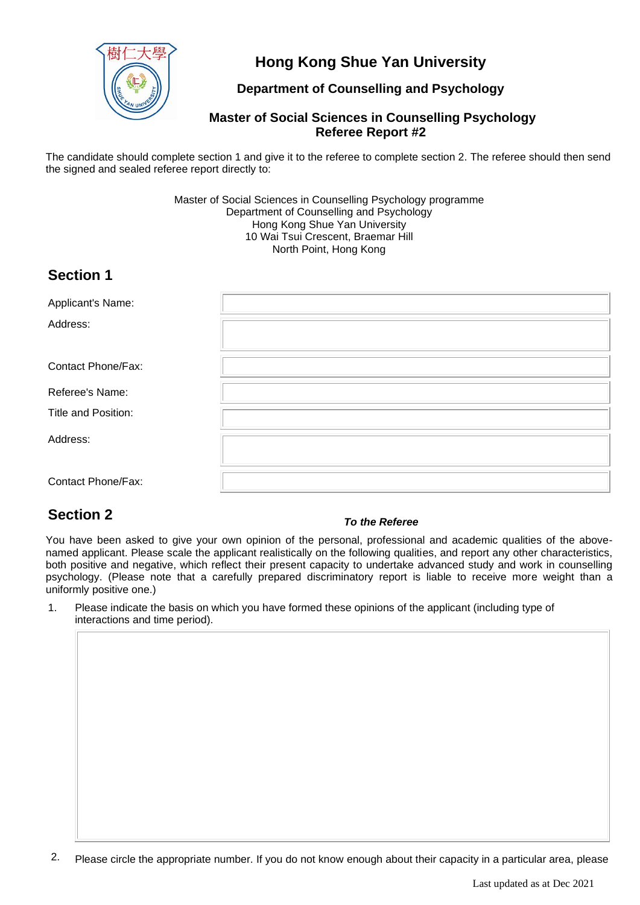# Hong Kong Shue Yan University

## Department of Counselling and Psychology

### Master of Social Sciences in Counselling Psychology
### Referee Report #2

The candidate should complete section 1 and give it to the referee to complete section 2. The referee should then send the signed and sealed referee report directly to:

Master of Social Sciences in Counselling Psychology programme
Department of Counselling and Psychology
Hong Kong Shue Yan University
10 Wai Tsui Crescent, Braemar Hill
North Point, Hong Kong

## Section 1

| | |
|---|---|
| Applicant's Name: | |
| Address: | |
| Contact Phone/Fax: | |
| Referee's Name: | |
| Title and Position: | |
| Address: | |
| Contact Phone/Fax: | |

## Section 2

***To the Referee***

You have been asked to give your own opinion of the personal, professional and academic qualities of the above-named applicant. Please scale the applicant realistically on the following qualities, and report any other characteristics, both positive and negative, which reflect their present capacity to undertake advanced study and work in counselling psychology. (Please note that a carefully prepared discriminatory report is liable to receive more weight than a uniformly positive one.)

1. Please indicate the basis on which you have formed these opinions of the applicant (including type of interactions and time period).

2. Please circle the appropriate number. If you do not know enough about their capacity in a particular area, please

Last updated as at Dec 2021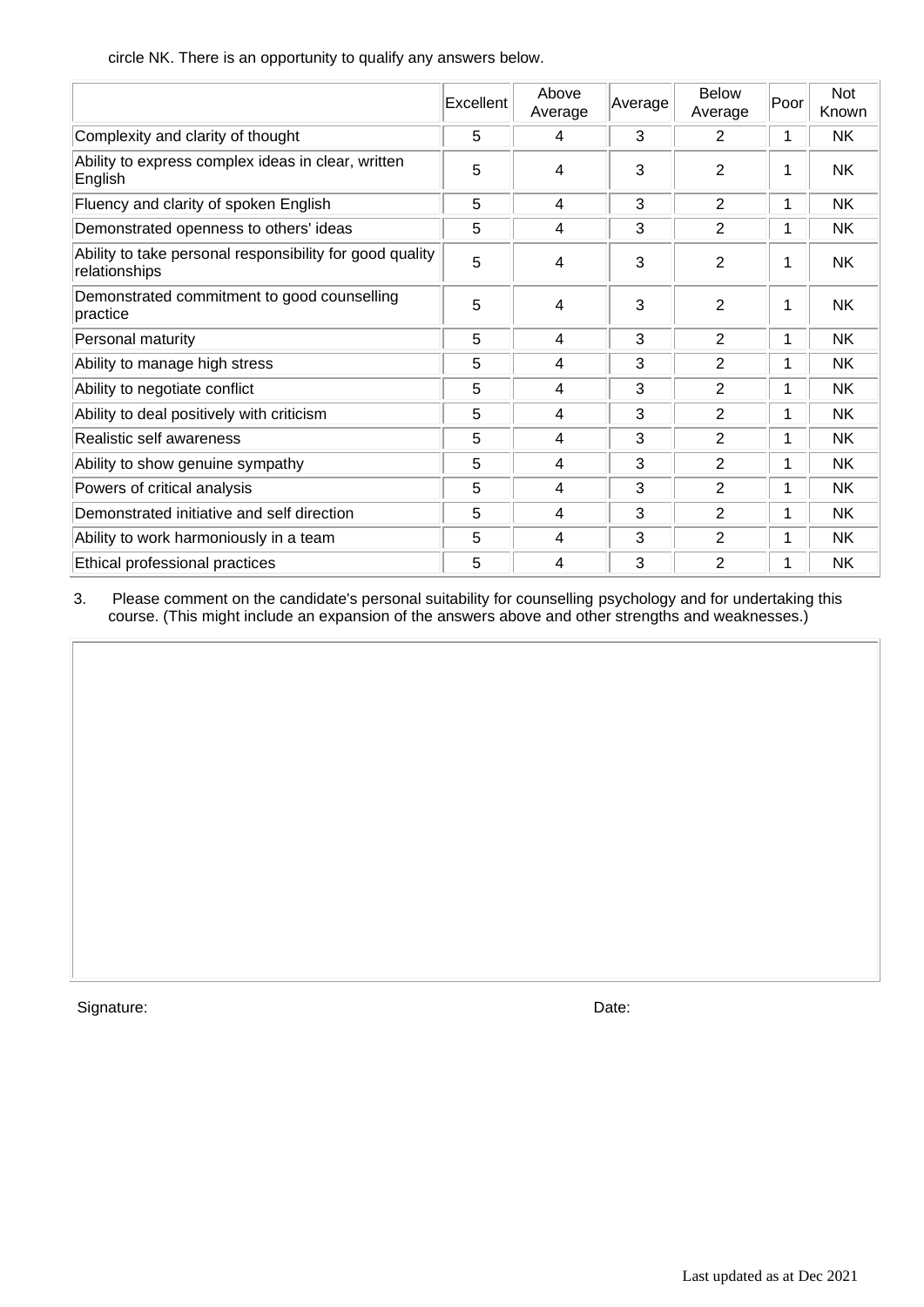circle NK. There is an opportunity to qualify any answers below.

| | Excellent | Above Average | Average | Below Average | Poor | Not Known |
|---|---|---|---|---|---|---|
| Complexity and clarity of thought | 5 | 4 | 3 | 2 | 1 | NK |
| Ability to express complex ideas in clear, written English | 5 | 4 | 3 | 2 | 1 | NK |
| Fluency and clarity of spoken English | 5 | 4 | 3 | 2 | 1 | NK |
| Demonstrated openness to others' ideas | 5 | 4 | 3 | 2 | 1 | NK |
| Ability to take personal responsibility for good quality relationships | 5 | 4 | 3 | 2 | 1 | NK |
| Demonstrated commitment to good counselling practice | 5 | 4 | 3 | 2 | 1 | NK |
| Personal maturity | 5 | 4 | 3 | 2 | 1 | NK |
| Ability to manage high stress | 5 | 4 | 3 | 2 | 1 | NK |
| Ability to negotiate conflict | 5 | 4 | 3 | 2 | 1 | NK |
| Ability to deal positively with criticism | 5 | 4 | 3 | 2 | 1 | NK |
| Realistic self awareness | 5 | 4 | 3 | 2 | 1 | NK |
| Ability to show genuine sympathy | 5 | 4 | 3 | 2 | 1 | NK |
| Powers of critical analysis | 5 | 4 | 3 | 2 | 1 | NK |
| Demonstrated initiative and self direction | 5 | 4 | 3 | 2 | 1 | NK |
| Ability to work harmoniously in a team | 5 | 4 | 3 | 2 | 1 | NK |
| Ethical professional practices | 5 | 4 | 3 | 2 | 1 | NK |

3. Please comment on the candidate's personal suitability for counselling psychology and for undertaking this course. (This might include an expansion of the answers above and other strengths and weaknesses.)

Signature: Date:

Last updated as at Dec 2021